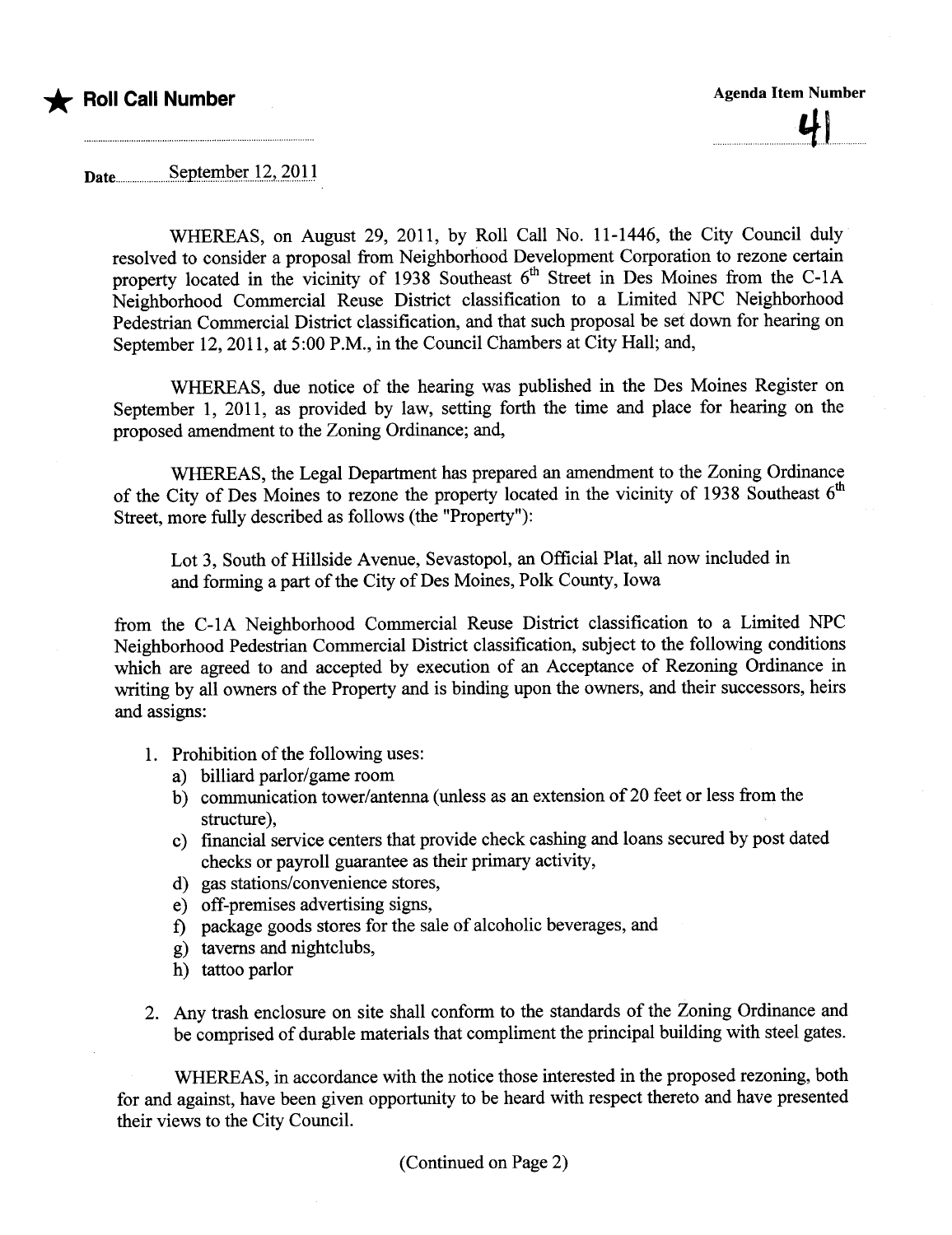★ **Roll Call Number**

**Agenda Item Number**

41

Date September 12, 2011

WHEREAS, on August 29, 2011, by Roll Call No. 11-1446, the City Council duly resolved to consider a proposal from Neighborhood Development Corporation to rezone certain property located in the vicinity of 1938 Southeast 6th Street in Des Moines from the C-1A Neighborhood Commercial Reuse District classification to a Limited NPC Neighborhood Pedestrian Commercial District classification, and that such proposal be set down for hearing on September 12, 2011, at 5:00 P.M., in the Council Chambers at City Hall; and,

WHEREAS, due notice of the hearing was published in the Des Moines Register on September 1, 2011, as provided by law, setting forth the time and place for hearing on the proposed amendment to the Zoning Ordinance; and,

WHEREAS, the Legal Department has prepared an amendment to the Zoning Ordinance of the City of Des Moines to rezone the property located in the vicinity of 1938 Southeast 6th Street, more fully described as follows (the "Property"):

> Lot 3, South of Hillside Avenue, Sevastopol, an Official Plat, all now included in and forming a part of the City of Des Moines, Polk County, Iowa

from the C-1A Neighborhood Commercial Reuse District classification to a Limited NPC Neighborhood Pedestrian Commercial District classification, subject to the following conditions which are agreed to and accepted by execution of an Acceptance of Rezoning Ordinance in writing by all owners of the Property and is binding upon the owners, and their successors, heirs and assigns:

1. Prohibition of the following uses:
   a) billiard parlor/game room
   b) communication tower/antenna (unless as an extension of 20 feet or less from the structure),
   c) financial service centers that provide check cashing and loans secured by post dated checks or payroll guarantee as their primary activity,
   d) gas stations/convenience stores,
   e) off-premises advertising signs,
   f) package goods stores for the sale of alcoholic beverages, and
   g) taverns and nightclubs,
   h) tattoo parlor
2. Any trash enclosure on site shall conform to the standards of the Zoning Ordinance and be comprised of durable materials that compliment the principal building with steel gates.

WHEREAS, in accordance with the notice those interested in the proposed rezoning, both for and against, have been given opportunity to be heard with respect thereto and have presented their views to the City Council.

(Continued on Page 2)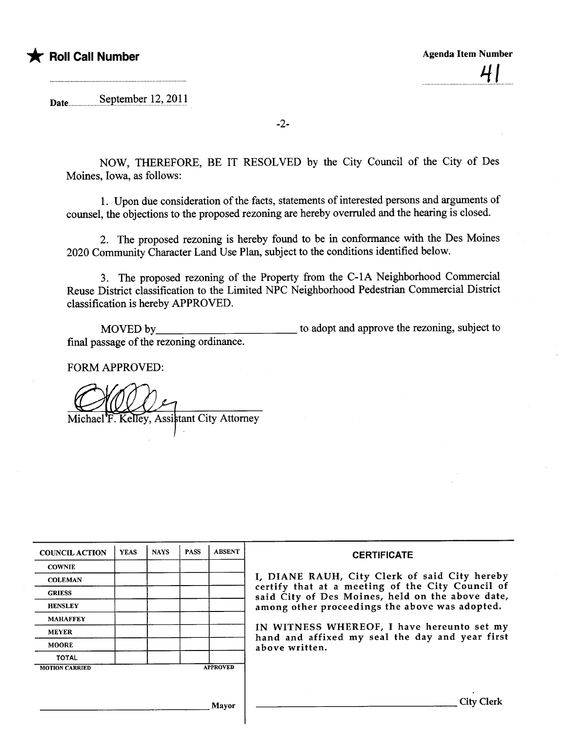★ **Roll Call Number**

**Agenda Item Number**

41

Date September 12, 2011

-2-

NOW, THEREFORE, BE IT RESOLVED by the City Council of the City of Des Moines, Iowa, as follows:

1. Upon due consideration of the facts, statements of interested persons and arguments of counsel, the objections to the proposed rezoning are hereby overruled and the hearing is closed.

2. The proposed rezoning is hereby found to be in conformance with the Des Moines 2020 Community Character Land Use Plan, subject to the conditions identified below.

3. The proposed rezoning of the Property from the C-1A Neighborhood Commercial Reuse District classification to the Limited NPC Neighborhood Pedestrian Commercial District classification is hereby APPROVED.

MOVED by ________________________ to adopt and approve the rezoning, subject to final passage of the rezoning ordinance.

FORM APPROVED:

Michael F. Kelley, Assistant City Attorney

| COUNCIL ACTION | YEAS | NAYS | PASS | ABSENT |
|---|---|---|---|---|
| COWNIE | | | | |
| COLEMAN | | | | |
| GRIESS | | | | |
| HENSLEY | | | | |
| MAHAFFEY | | | | |
| MEYER | | | | |
| MOORE | | | | |
| TOTAL | | | | |
| MOTION CARRIED | | | | APPROVED |

______________________________ Mayor

**CERTIFICATE**

I, DIANE RAUH, City Clerk of said City hereby certify that at a meeting of the City Council of said City of Des Moines, held on the above date, among other proceedings the above was adopted.

IN WITNESS WHEREOF, I have hereunto set my hand and affixed my seal the day and year first above written.

______________________________ City Clerk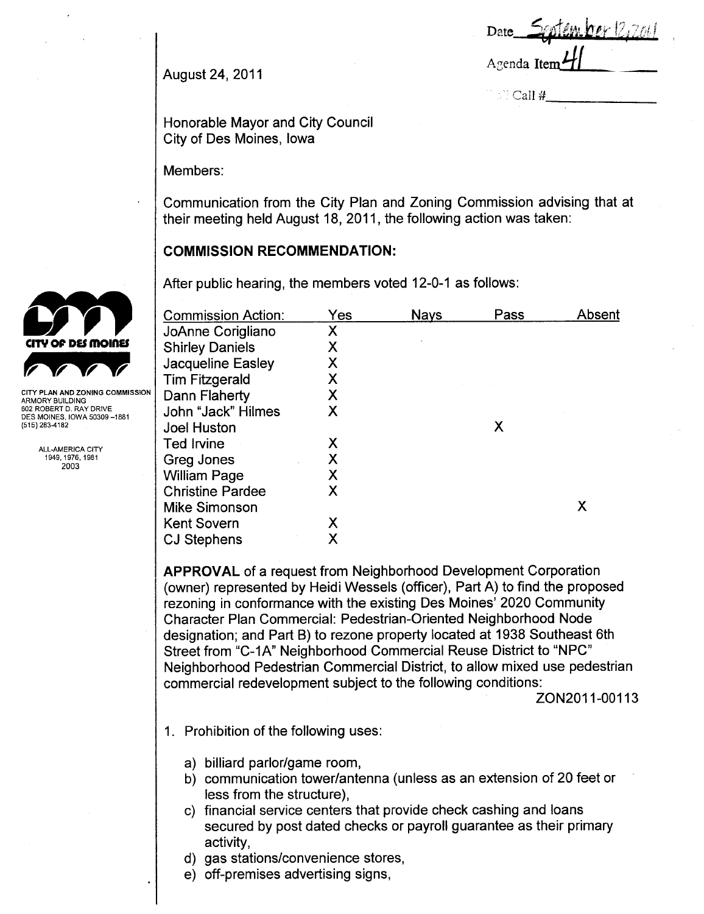Date September 12, 2011

Agenda Item 41

Roll Call #\_\_\_\_\_\_\_\_\_\_

August 24, 2011

Honorable Mayor and City Council
City of Des Moines, Iowa

Members:

Communication from the City Plan and Zoning Commission advising that at their meeting held August 18, 2011, the following action was taken:

CITY OF DES MOINES

CITY PLAN AND ZONING COMMISSION
ARMORY BUILDING
602 ROBERT D. RAY DRIVE
DES MOINES, IOWA 50309-1881
(515) 283-4182

ALL-AMERICA CITY
1949, 1976, 1981
2003

## COMMISSION RECOMMENDATION:

After public hearing, the members voted 12-0-1 as follows:

| Commission Action: | Yes | Nays | Pass | Absent |
|---|---|---|---|---|
| JoAnne Corigliano | X | | | |
| Shirley Daniels | X | | | |
| Jacqueline Easley | X | | | |
| Tim Fitzgerald | X | | | |
| Dann Flaherty | X | | | |
| John "Jack" Hilmes | X | | | |
| Joel Huston | | | X | |
| Ted Irvine | X | | | |
| Greg Jones | X | | | |
| William Page | X | | | |
| Christine Pardee | X | | | |
| Mike Simonson | | | | X |
| Kent Sovern | X | | | |
| CJ Stephens | X | | | |

**APPROVAL** of a request from Neighborhood Development Corporation (owner) represented by Heidi Wessels (officer), Part A) to find the proposed rezoning in conformance with the existing Des Moines' 2020 Community Character Plan Commercial: Pedestrian-Oriented Neighborhood Node designation; and Part B) to rezone property located at 1938 Southeast 6th Street from "C-1A" Neighborhood Commercial Reuse District to "NPC" Neighborhood Pedestrian Commercial District, to allow mixed use pedestrian commercial redevelopment subject to the following conditions:

ZON2011-00113

1. Prohibition of the following uses:

   a) billiard parlor/game room,
   b) communication tower/antenna (unless as an extension of 20 feet or less from the structure),
   c) financial service centers that provide check cashing and loans secured by post dated checks or payroll guarantee as their primary activity,
   d) gas stations/convenience stores,
   e) off-premises advertising signs,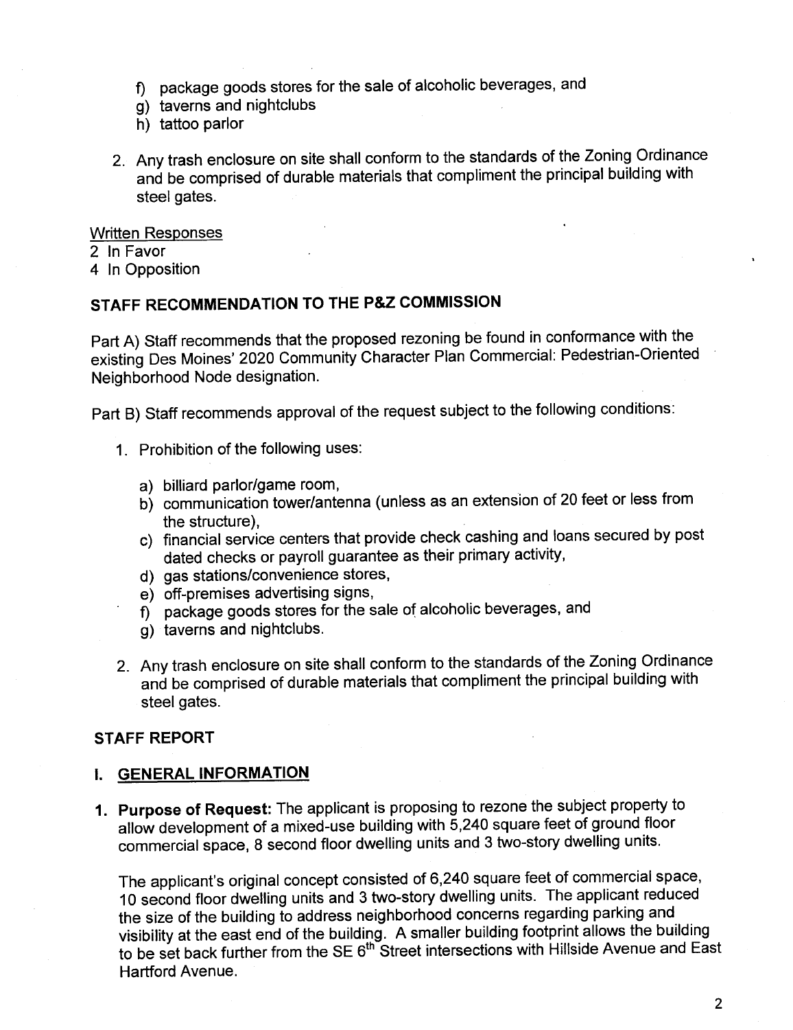f) package goods stores for the sale of alcoholic beverages, and
g) taverns and nightclubs
h) tattoo parlor

2. Any trash enclosure on site shall conform to the standards of the Zoning Ordinance and be comprised of durable materials that compliment the principal building with steel gates.

Written Responses
2 In Favor
4 In Opposition

## STAFF RECOMMENDATION TO THE P&Z COMMISSION

Part A) Staff recommends that the proposed rezoning be found in conformance with the existing Des Moines' 2020 Community Character Plan Commercial: Pedestrian-Oriented Neighborhood Node designation.

Part B) Staff recommends approval of the request subject to the following conditions:

1. Prohibition of the following uses:

   a) billiard parlor/game room,
   b) communication tower/antenna (unless as an extension of 20 feet or less from the structure),
   c) financial service centers that provide check cashing and loans secured by post dated checks or payroll guarantee as their primary activity,
   d) gas stations/convenience stores,
   e) off-premises advertising signs,
   f) package goods stores for the sale of alcoholic beverages, and
   g) taverns and nightclubs.

2. Any trash enclosure on site shall conform to the standards of the Zoning Ordinance and be comprised of durable materials that compliment the principal building with steel gates.

## STAFF REPORT

## I. GENERAL INFORMATION

**1. Purpose of Request:** The applicant is proposing to rezone the subject property to allow development of a mixed-use building with 5,240 square feet of ground floor commercial space, 8 second floor dwelling units and 3 two-story dwelling units.

The applicant's original concept consisted of 6,240 square feet of commercial space, 10 second floor dwelling units and 3 two-story dwelling units. The applicant reduced the size of the building to address neighborhood concerns regarding parking and visibility at the east end of the building. A smaller building footprint allows the building to be set back further from the SE 6th Street intersections with Hillside Avenue and East Hartford Avenue.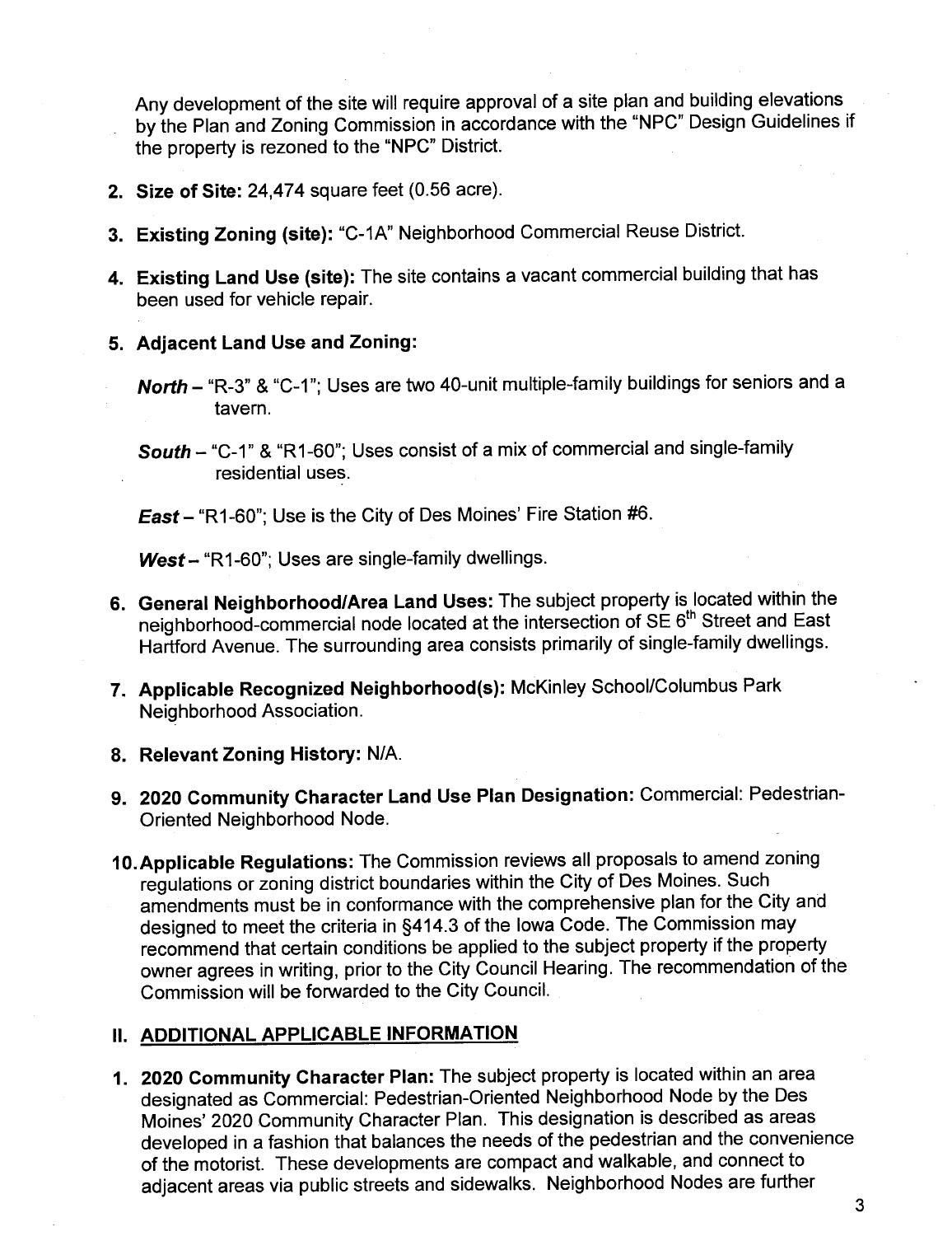Any development of the site will require approval of a site plan and building elevations by the Plan and Zoning Commission in accordance with the "NPC" Design Guidelines if the property is rezoned to the "NPC" District.

2. **Size of Site:** 24,474 square feet (0.56 acre).

3. **Existing Zoning (site):** "C-1A" Neighborhood Commercial Reuse District.

4. **Existing Land Use (site):** The site contains a vacant commercial building that has been used for vehicle repair.

5. **Adjacent Land Use and Zoning:**

   ***North*** – "R-3" & "C-1"; Uses are two 40-unit multiple-family buildings for seniors and a tavern.

   ***South*** – "C-1" & "R1-60"; Uses consist of a mix of commercial and single-family residential uses.

   ***East*** – "R1-60"; Use is the City of Des Moines' Fire Station #6.

   ***West*** – "R1-60"; Uses are single-family dwellings.

6. **General Neighborhood/Area Land Uses:** The subject property is located within the neighborhood-commercial node located at the intersection of SE 6th Street and East Hartford Avenue. The surrounding area consists primarily of single-family dwellings.

7. **Applicable Recognized Neighborhood(s):** McKinley School/Columbus Park Neighborhood Association.

8. **Relevant Zoning History:** N/A.

9. **2020 Community Character Land Use Plan Designation:** Commercial: Pedestrian-Oriented Neighborhood Node.

10. **Applicable Regulations:** The Commission reviews all proposals to amend zoning regulations or zoning district boundaries within the City of Des Moines. Such amendments must be in conformance with the comprehensive plan for the City and designed to meet the criteria in §414.3 of the Iowa Code. The Commission may recommend that certain conditions be applied to the subject property if the property owner agrees in writing, prior to the City Council Hearing. The recommendation of the Commission will be forwarded to the City Council.

## II. ADDITIONAL APPLICABLE INFORMATION

1. **2020 Community Character Plan:** The subject property is located within an area designated as Commercial: Pedestrian-Oriented Neighborhood Node by the Des Moines' 2020 Community Character Plan. This designation is described as areas developed in a fashion that balances the needs of the pedestrian and the convenience of the motorist. These developments are compact and walkable, and connect to adjacent areas via public streets and sidewalks. Neighborhood Nodes are further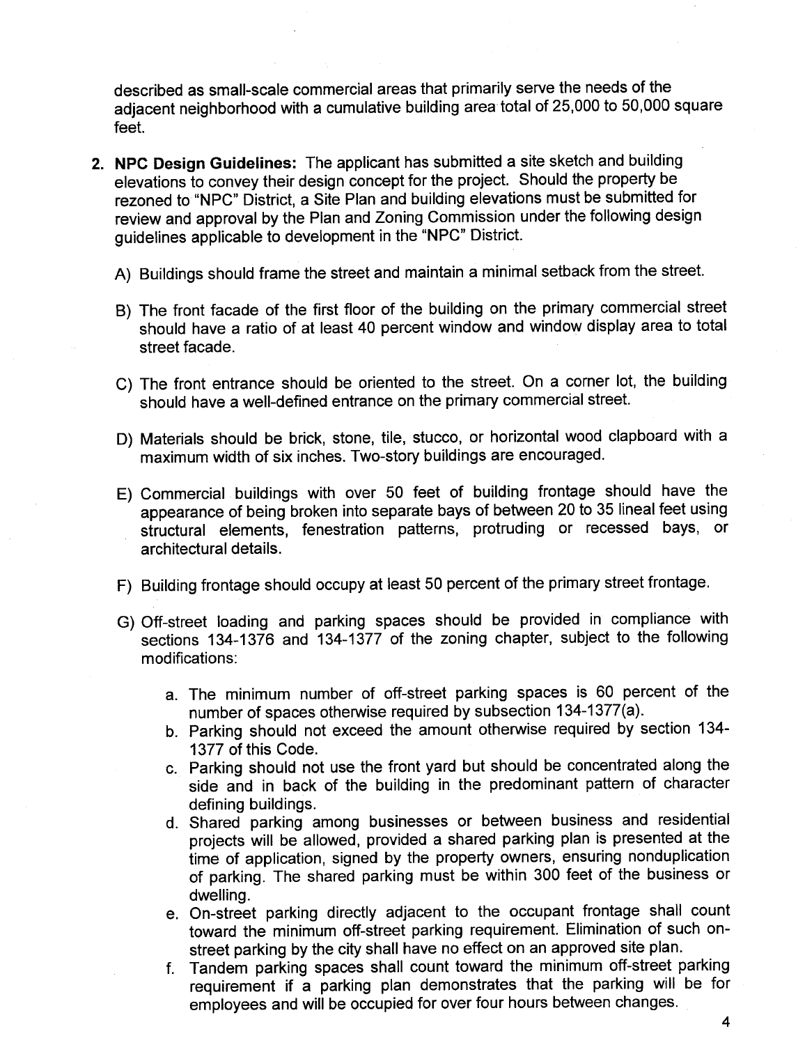described as small-scale commercial areas that primarily serve the needs of the adjacent neighborhood with a cumulative building area total of 25,000 to 50,000 square feet.

2. **NPC Design Guidelines:** The applicant has submitted a site sketch and building elevations to convey their design concept for the project. Should the property be rezoned to "NPC" District, a Site Plan and building elevations must be submitted for review and approval by the Plan and Zoning Commission under the following design guidelines applicable to development in the "NPC" District.

   A) Buildings should frame the street and maintain a minimal setback from the street.

   B) The front facade of the first floor of the building on the primary commercial street should have a ratio of at least 40 percent window and window display area to total street facade.

   C) The front entrance should be oriented to the street. On a corner lot, the building should have a well-defined entrance on the primary commercial street.

   D) Materials should be brick, stone, tile, stucco, or horizontal wood clapboard with a maximum width of six inches. Two-story buildings are encouraged.

   E) Commercial buildings with over 50 feet of building frontage should have the appearance of being broken into separate bays of between 20 to 35 lineal feet using structural elements, fenestration patterns, protruding or recessed bays, or architectural details.

   F) Building frontage should occupy at least 50 percent of the primary street frontage.

   G) Off-street loading and parking spaces should be provided in compliance with sections 134-1376 and 134-1377 of the zoning chapter, subject to the following modifications:

      a. The minimum number of off-street parking spaces is 60 percent of the number of spaces otherwise required by subsection 134-1377(a).
      b. Parking should not exceed the amount otherwise required by section 134-1377 of this Code.
      c. Parking should not use the front yard but should be concentrated along the side and in back of the building in the predominant pattern of character defining buildings.
      d. Shared parking among businesses or between business and residential projects will be allowed, provided a shared parking plan is presented at the time of application, signed by the property owners, ensuring nonduplication of parking. The shared parking must be within 300 feet of the business or dwelling.
      e. On-street parking directly adjacent to the occupant frontage shall count toward the minimum off-street parking requirement. Elimination of such on-street parking by the city shall have no effect on an approved site plan.
      f. Tandem parking spaces shall count toward the minimum off-street parking requirement if a parking plan demonstrates that the parking will be for employees and will be occupied for over four hours between changes.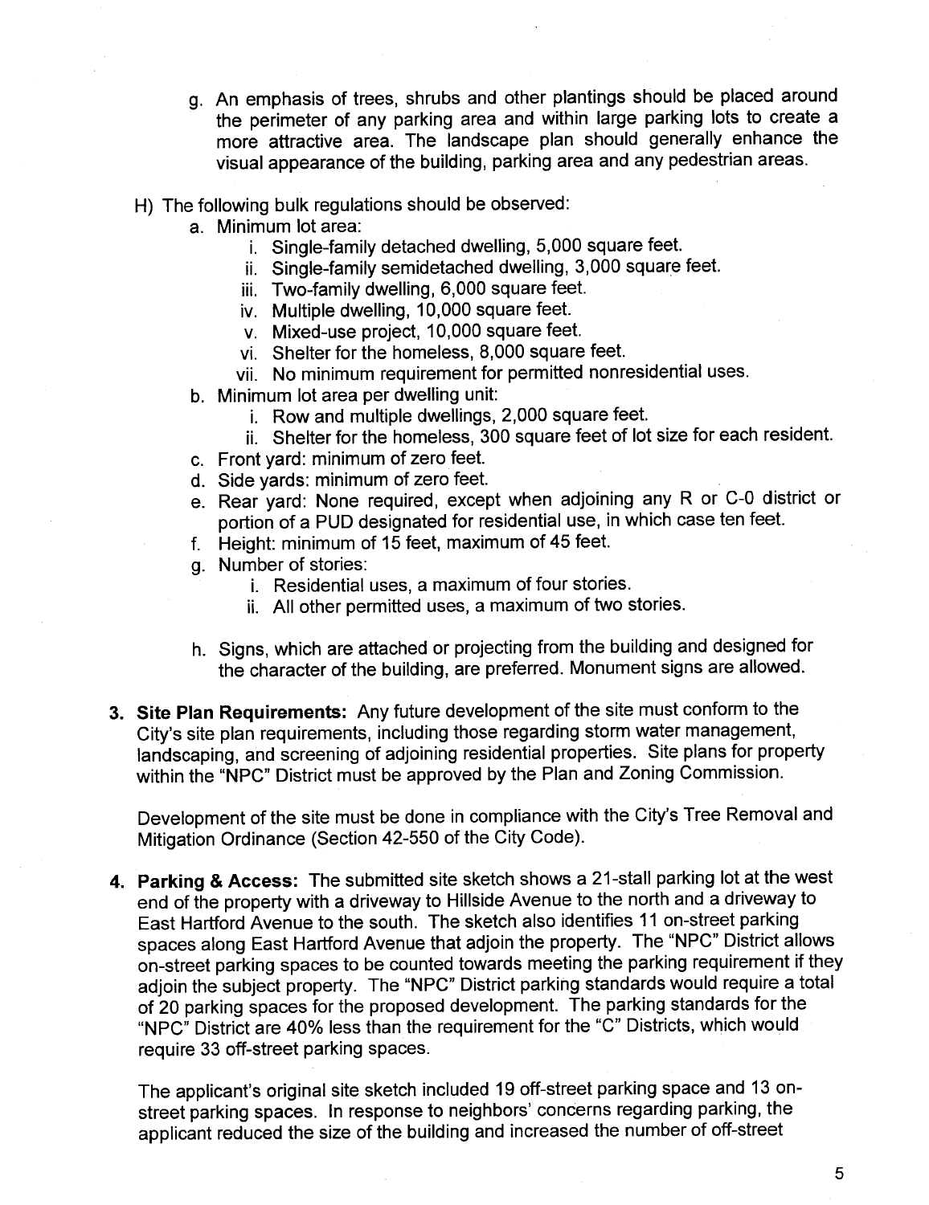g. An emphasis of trees, shrubs and other plantings should be placed around the perimeter of any parking area and within large parking lots to create a more attractive area. The landscape plan should generally enhance the visual appearance of the building, parking area and any pedestrian areas.

H) The following bulk regulations should be observed:

a. Minimum lot area:
   i. Single-family detached dwelling, 5,000 square feet.
   ii. Single-family semidetached dwelling, 3,000 square feet.
   iii. Two-family dwelling, 6,000 square feet.
   iv. Multiple dwelling, 10,000 square feet.
   v. Mixed-use project, 10,000 square feet.
   vi. Shelter for the homeless, 8,000 square feet.
   vii. No minimum requirement for permitted nonresidential uses.

b. Minimum lot area per dwelling unit:
   i. Row and multiple dwellings, 2,000 square feet.
   ii. Shelter for the homeless, 300 square feet of lot size for each resident.

c. Front yard: minimum of zero feet.

d. Side yards: minimum of zero feet.

e. Rear yard: None required, except when adjoining any R or C-0 district or portion of a PUD designated for residential use, in which case ten feet.

f. Height: minimum of 15 feet, maximum of 45 feet.

g. Number of stories:
   i. Residential uses, a maximum of four stories.
   ii. All other permitted uses, a maximum of two stories.

h. Signs, which are attached or projecting from the building and designed for the character of the building, are preferred. Monument signs are allowed.

3. **Site Plan Requirements:** Any future development of the site must conform to the City's site plan requirements, including those regarding storm water management, landscaping, and screening of adjoining residential properties. Site plans for property within the "NPC" District must be approved by the Plan and Zoning Commission.

   Development of the site must be done in compliance with the City's Tree Removal and Mitigation Ordinance (Section 42-550 of the City Code).

4. **Parking & Access:** The submitted site sketch shows a 21-stall parking lot at the west end of the property with a driveway to Hillside Avenue to the north and a driveway to East Hartford Avenue to the south. The sketch also identifies 11 on-street parking spaces along East Hartford Avenue that adjoin the property. The "NPC" District allows on-street parking spaces to be counted towards meeting the parking requirement if they adjoin the subject property. The "NPC" District parking standards would require a total of 20 parking spaces for the proposed development. The parking standards for the "NPC" District are 40% less than the requirement for the "C" Districts, which would require 33 off-street parking spaces.

   The applicant's original site sketch included 19 off-street parking space and 13 on-street parking spaces. In response to neighbors' concerns regarding parking, the applicant reduced the size of the building and increased the number of off-street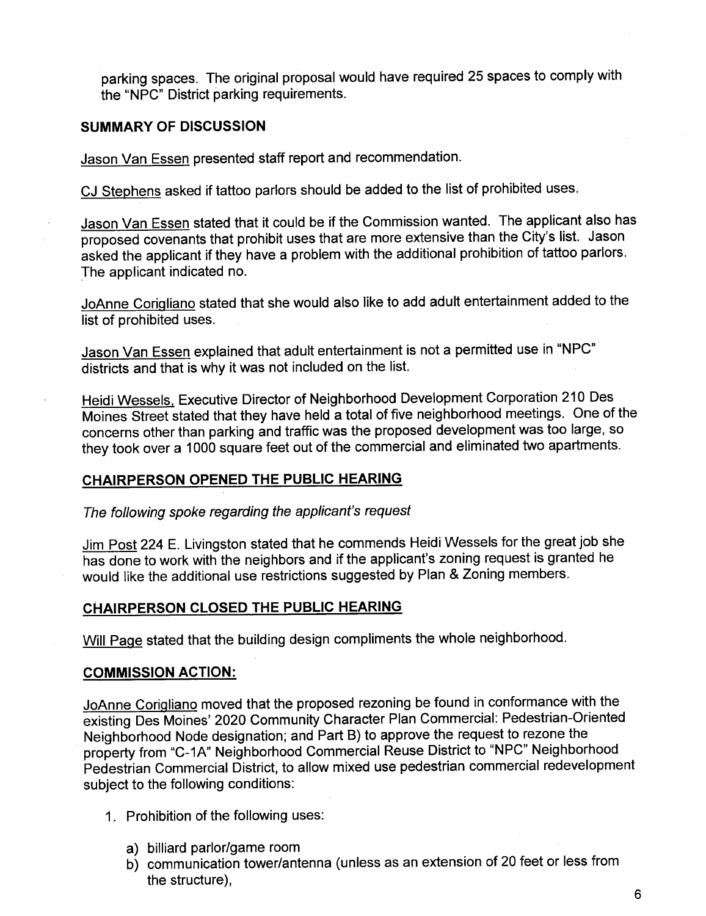parking spaces. The original proposal would have required 25 spaces to comply with the "NPC" District parking requirements.

## SUMMARY OF DISCUSSION

Jason Van Essen presented staff report and recommendation.

CJ Stephens asked if tattoo parlors should be added to the list of prohibited uses.

Jason Van Essen stated that it could be if the Commission wanted. The applicant also has proposed covenants that prohibit uses that are more extensive than the City's list. Jason asked the applicant if they have a problem with the additional prohibition of tattoo parlors. The applicant indicated no.

JoAnne Corigliano stated that she would also like to add adult entertainment added to the list of prohibited uses.

Jason Van Essen explained that adult entertainment is not a permitted use in "NPC" districts and that is why it was not included on the list.

Heidi Wessels, Executive Director of Neighborhood Development Corporation 210 Des Moines Street stated that they have held a total of five neighborhood meetings. One of the concerns other than parking and traffic was the proposed development was too large, so they took over a 1000 square feet out of the commercial and eliminated two apartments.

## CHAIRPERSON OPENED THE PUBLIC HEARING

*The following spoke regarding the applicant's request*

Jim Post 224 E. Livingston stated that he commends Heidi Wessels for the great job she has done to work with the neighbors and if the applicant's zoning request is granted he would like the additional use restrictions suggested by Plan & Zoning members.

## CHAIRPERSON CLOSED THE PUBLIC HEARING

Will Page stated that the building design compliments the whole neighborhood.

## COMMISSION ACTION:

JoAnne Corigliano moved that the proposed rezoning be found in conformance with the existing Des Moines' 2020 Community Character Plan Commercial: Pedestrian-Oriented Neighborhood Node designation; and Part B) to approve the request to rezone the property from "C-1A" Neighborhood Commercial Reuse District to "NPC" Neighborhood Pedestrian Commercial District, to allow mixed use pedestrian commercial redevelopment subject to the following conditions:

1. Prohibition of the following uses:

    a) billiard parlor/game room
    b) communication tower/antenna (unless as an extension of 20 feet or less from the structure),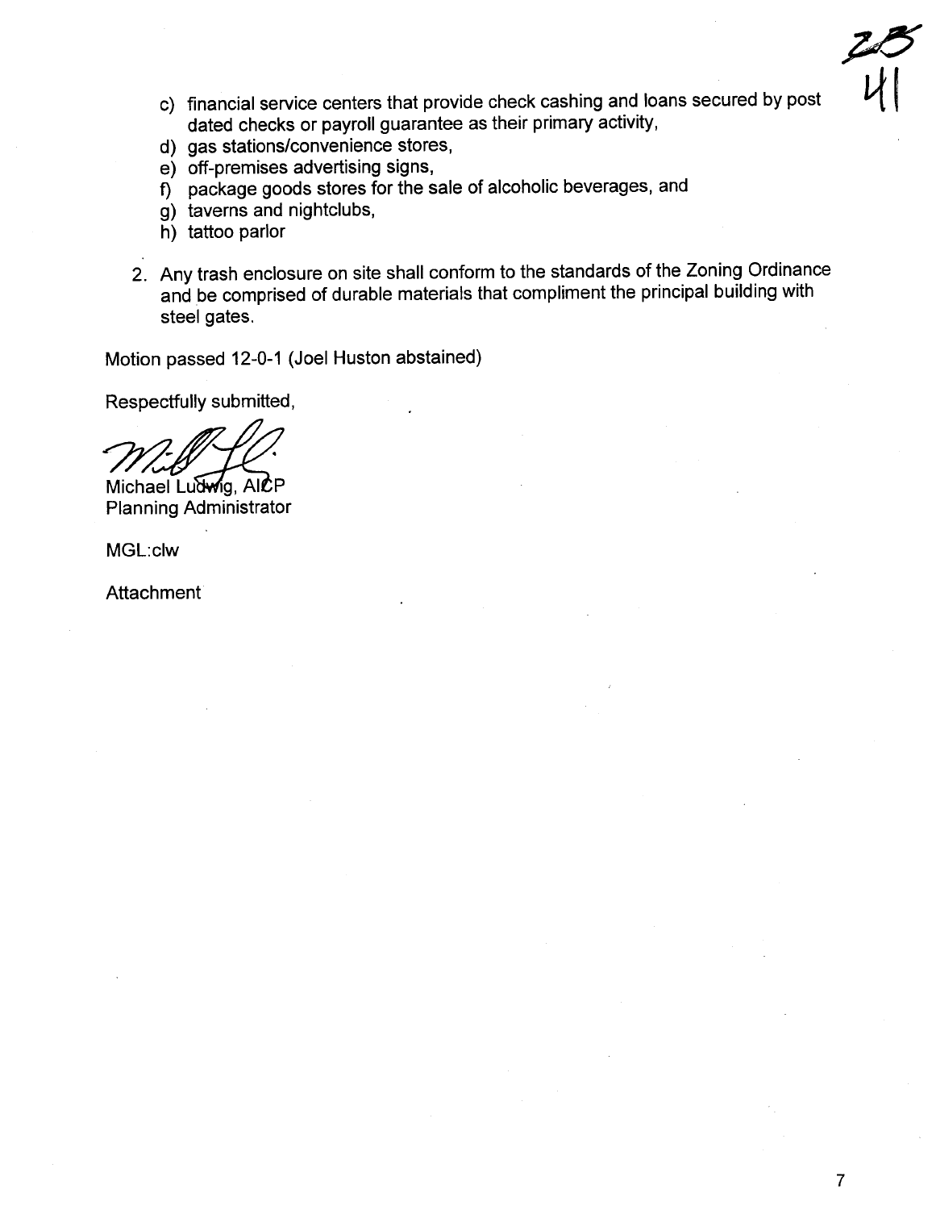c) financial service centers that provide check cashing and loans secured by post dated checks or payroll guarantee as their primary activity,
d) gas stations/convenience stores,
e) off-premises advertising signs,
f) package goods stores for the sale of alcoholic beverages, and
g) taverns and nightclubs,
h) tattoo parlor

2. Any trash enclosure on site shall conform to the standards of the Zoning Ordinance and be comprised of durable materials that compliment the principal building with steel gates.

Motion passed 12-0-1 (Joel Huston abstained)

Respectfully submitted,

Michael Ludwig, AICP
Planning Administrator

MGL:clw

Attachment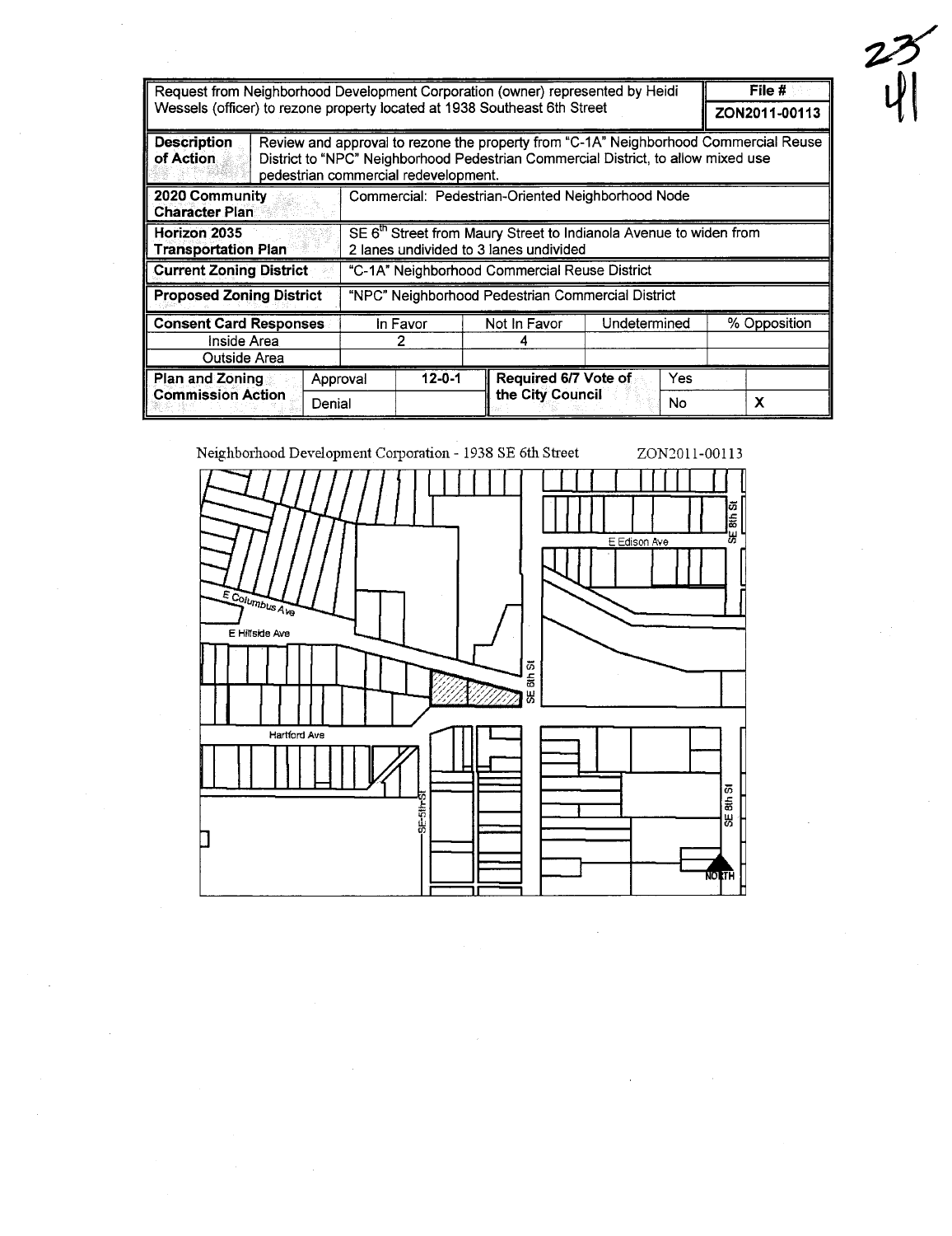| Request from Neighborhood Development Corporation (owner) represented by Heidi Wessels (officer) to rezone property located at 1938 Southeast 6th Street | | | | | | | File # |
|---|---|---|---|---|---|---|---|
| | | | | | | | ZON2011-00113 |
| Description of Action | Review and approval to rezone the property from "C-1A" Neighborhood Commercial Reuse District to "NPC" Neighborhood Pedestrian Commercial District, to allow mixed use pedestrian commercial redevelopment. | | | | | | |
| 2020 Community Character Plan | | Commercial: Pedestrian-Oriented Neighborhood Node | | | | | |
| Horizon 2035 Transportation Plan | | SE 6th Street from Maury Street to Indianola Avenue to widen from 2 lanes undivided to 3 lanes undivided | | | | | |
| Current Zoning District | | "C-1A" Neighborhood Commercial Reuse District | | | | | |
| Proposed Zoning District | | "NPC" Neighborhood Pedestrian Commercial District | | | | | |
| Consent Card Responses | | | In Favor | Not In Favor | Undetermined | | % Opposition |
| Inside Area | | | 2 | 4 | | | |
| Outside Area | | | | | | | |
| Plan and Zoning Commission Action | Approval | | 12-0-1 | Required 6/7 Vote of the City Council | Yes | | |
| | Denial | | | | No | | X |

Neighborhood Development Corporation - 1938 SE 6th Street ZON2011-00113

E Columbus Ave
E Hillside Ave
Hartford Ave
E Edison Ave
SE 5th St
SE 6th St
SE 8th St
NORTH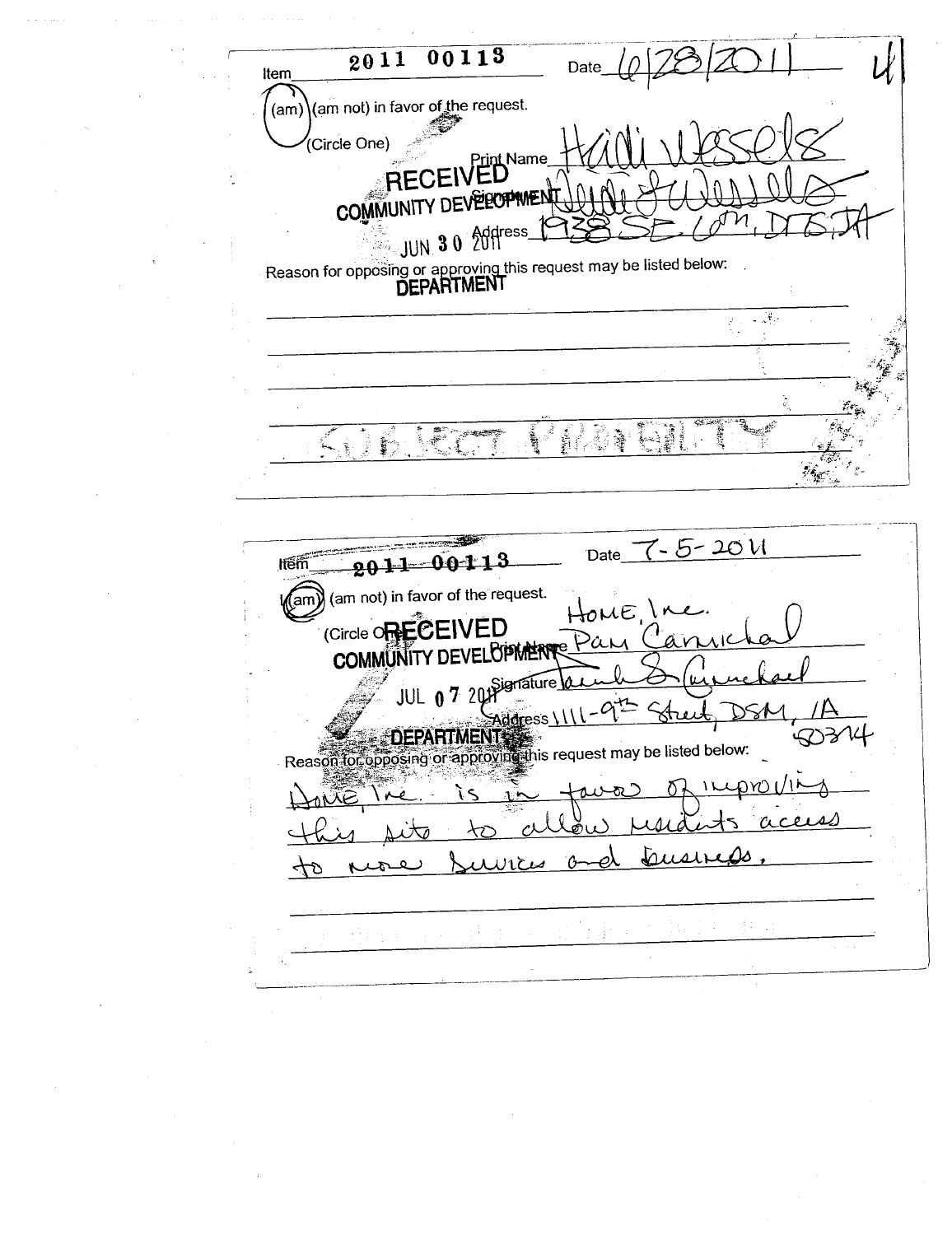Item 2011 00113 Date 6/28/2011 4

(am) (am not) in favor of the request.

(Circle One)

Print Name Heidi Wessels

Signature Heidi L Wessels

Address 1938 SE 6th, DSM, IA

RECEIVED
COMMUNITY DEVELOPMENT
JUN 30 2011
DEPARTMENT

Reason for opposing or approving this request may be listed below:

SUBJECT PROPERTY

---

Item 2011 00113 Date 7-5-2011

I (am) (am not) in favor of the request.

(Circle One)

Print Name HOME, Inc. Pam Carmichael

Signature Pamela S. Carmichael

Address 1111-9th Street, DSM, IA 50314

RECEIVED
COMMUNITY DEVELOPMENT
JUL 07 2011
DEPARTMENT

Reason for opposing or approving this request may be listed below:

Home, Inc. is in favor of improving this site to allow residents access to more services and business.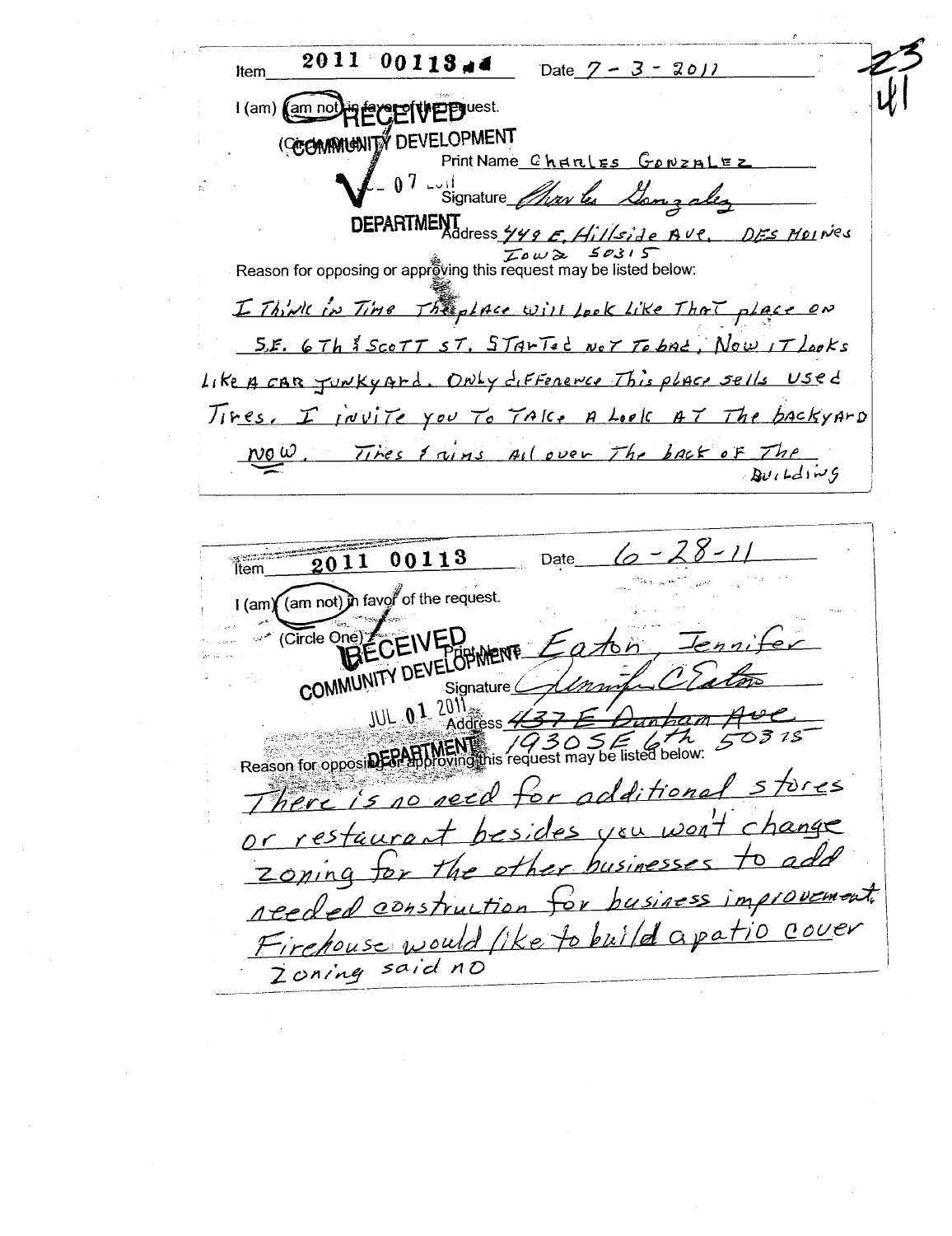23
41

Item 2011 00113 Date 7 - 3 - 2011

I (am) (am not) in favor of the request.

(Circle One)

RECEIVED
COMMUNITY DEVELOPMENT
JUL 07 2011
DEPARTMENT

Print Name CHARLES GONZALEZ

Signature Charles Gonzalez

Address 449 E. Hillside Ave. DES MOINES IOWA 50315

Reason for opposing or approving this request may be listed below:

I Think in Time The place will look like That place on S.E. 6Th & SCOTT ST. STarTed noT To bad, Now IT Looks Like A CAR JunkyArd. Only difference This place sells Used Tires. I inviTe you To TAke A Look AT The backyArd now. Tires & rims All over The back of The Building

---

Item 2011 00113 Date 6-28-11

I (am) (am not) in favor of the request.

(Circle One)

RECEIVED
COMMUNITY DEVELOPMENT
JUL 01 2011
DEPARTMENT

Print Name Eaton, Jennifer

Signature Jennifer C Eaton

Address 437 E Dunham Ave 1930 SE 6th 50315

Reason for opposing or approving this request may be listed below:

There is no need for additional stores or restaurant besides you won't change zoning for the other businesses to add needed construction for business improvement. Firehouse would like to build a patio cover Zoning said no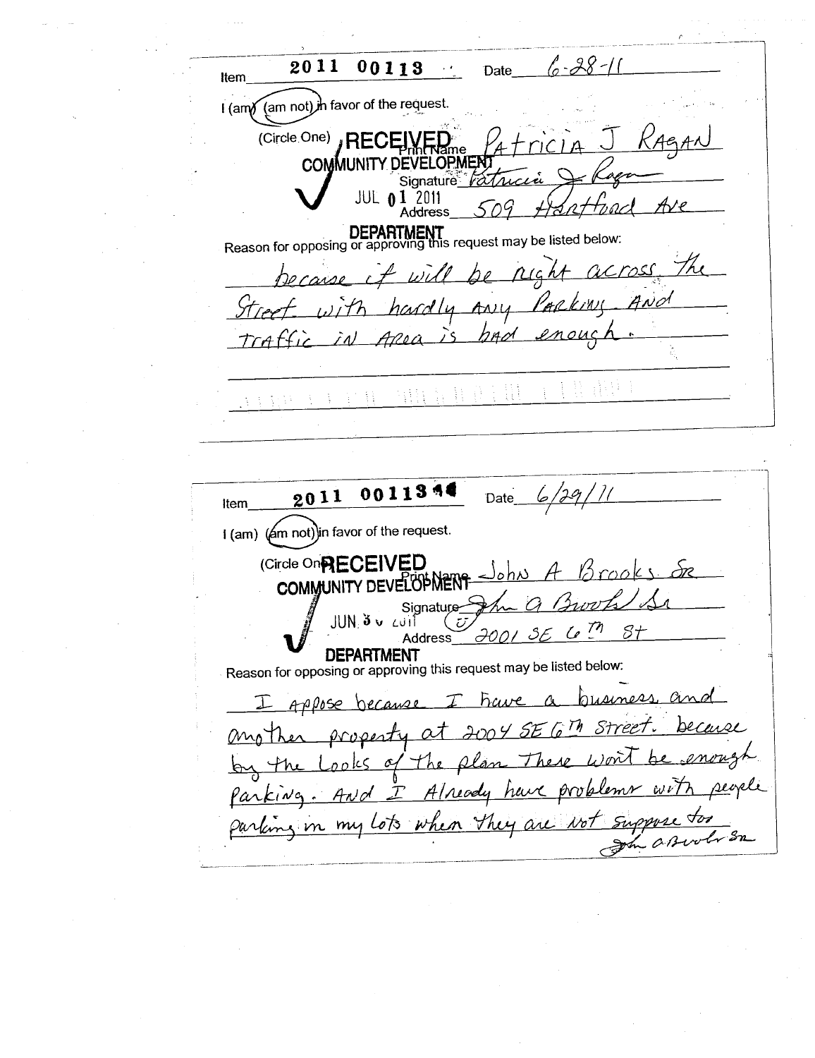Item **2011 00113** Date 6-28-11

I (am) (am not) in favor of the request.

(Circle One) **RECEIVED** Print Name Patricia J Ragan

**COMMUNITY DEVELOPMENT**

Signature Patricia J Ragan

JUL 01 2011

Address 509 Hartford Ave

**DEPARTMENT**

Reason for opposing or approving this request may be listed below:

because it will be right across the Street with hardly any Parking. And traffic in Area is bad enough.

---

Item **2011 00113** Date 6/29/11

I (am) (am not) in favor of the request.

(Circle One) **RECEIVED** Print Name John A Brooks Sr

**COMMUNITY DEVELOPMENT**

Signature John A Brooks Sr

JUN 30 2011

Address 2001 SE 6th St

**DEPARTMENT**

Reason for opposing or approving this request may be listed below:

I appose because I have a business and another property at 2004 SE 6th Street. because by the Looks of The plan There won't be enough parking. And I Already have problems with people parking in my lots when they are not suppose too

John A Brooks Sr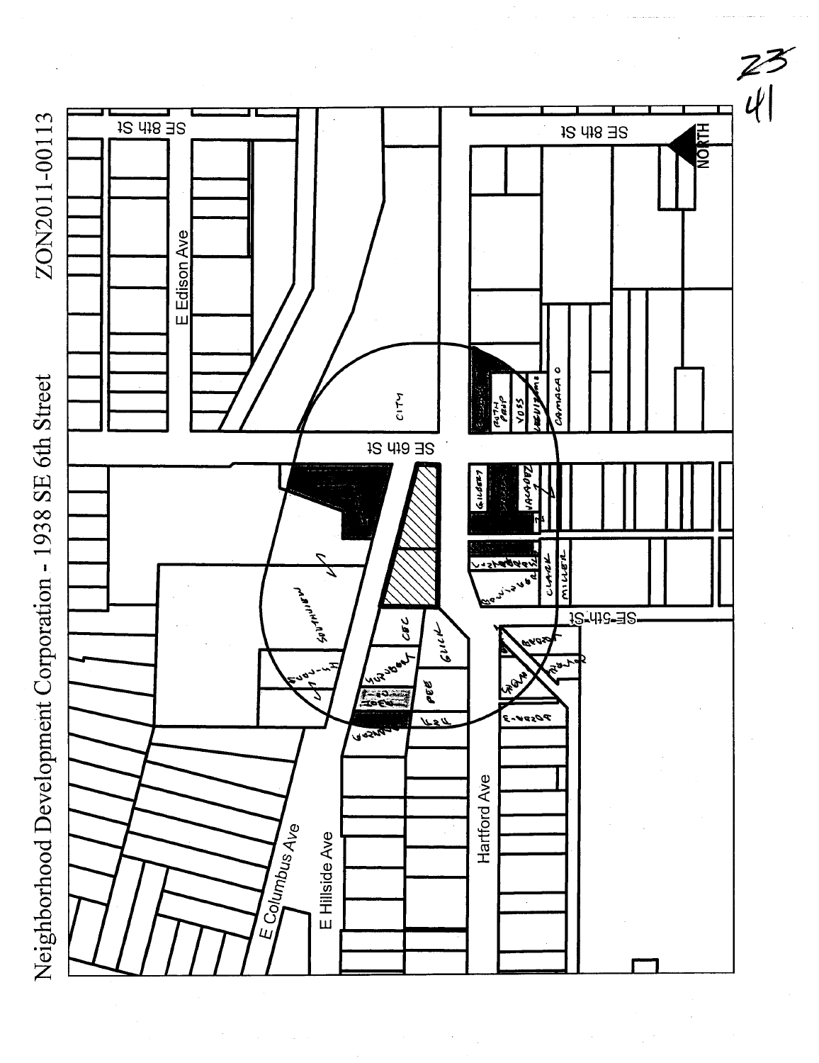Neighborhood Development Corporation - 1938 SE 6th Street ZON2011-00113

23
41

SE 8th St

E Edison Ave

SE 6th St

SE 5th St

E Columbus Ave

E Hillside Ave

Hartford Ave

NORTH

CITY

SOUTHVIEW

GILBERT

VACADEZ

CLARK

MILLER

ROTH PROP

VOSS

CAMACHO

GLICK

PEEK

CEC